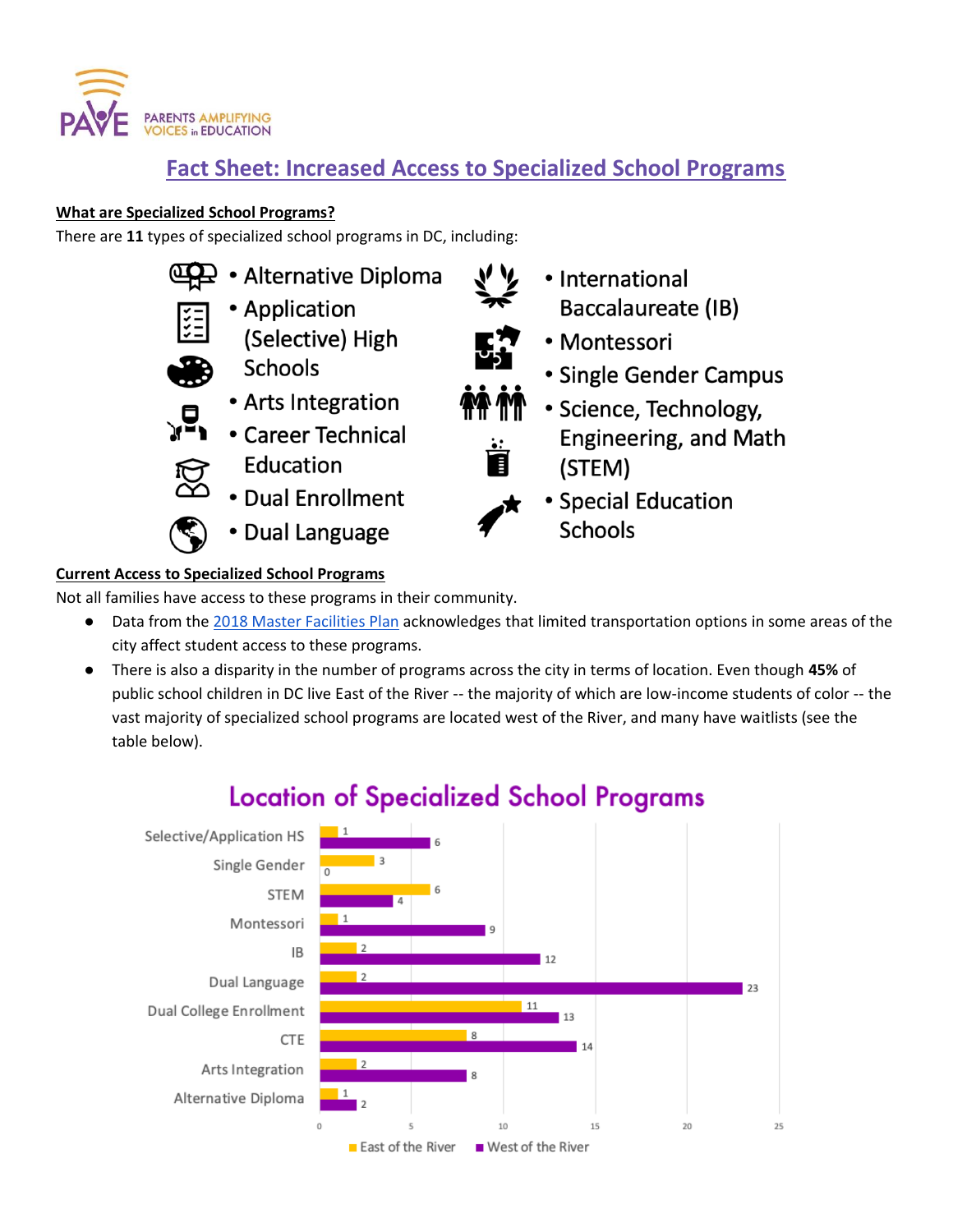PAVE — PARENTS AMPLIFYING VOICES in EDUCATION

# Fact Sheet: Increased Access to Specialized School Programs

**What are Specialized School Programs?**

There are **11** types of specialized school programs in DC, including:

- Alternative Diploma
- Application (Selective) High Schools
- Arts Integration
- Career Technical Education
- Dual Enrollment
- Dual Language
- International Baccalaureate (IB)
- Montessori
- Single Gender Campus
- Science, Technology, Engineering, and Math (STEM)
- Special Education Schools

**Current Access to Specialized School Programs**

Not all families have access to these programs in their community.

- Data from the 2018 Master Facilities Plan acknowledges that limited transportation options in some areas of the city affect student access to these programs.
- There is also a disparity in the number of programs across the city in terms of location. Even though **45%** of public school children in DC live East of the River -- the majority of which are low-income students of color -- the vast majority of specialized school programs are located west of the River, and many have waitlists (see the table below).

## Location of Specialized School Programs

| Program | East of the River | West of the River |
|---|---|---|
| Selective/Application HS | 1 | 6 |
| Single Gender | 3 | 0 |
| STEM | 6 | 4 |
| Montessori | 1 | 9 |
| IB | 2 | 12 |
| Dual Language | 2 | 23 |
| Dual College Enrollment | 11 | 13 |
| CTE | 8 | 14 |
| Arts Integration | 2 | 8 |
| Alternative Diploma | 1 | 2 |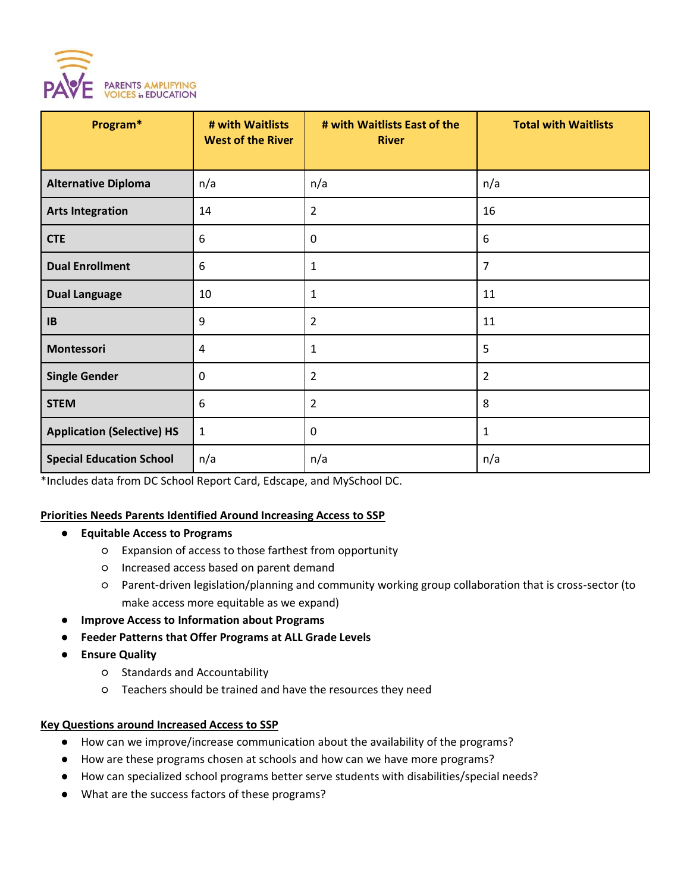| Program* | # with Waitlists West of the River | # with Waitlists East of the River | Total with Waitlists |
|---|---|---|---|
| **Alternative Diploma** | n/a | n/a | n/a |
| **Arts Integration** | 14 | 2 | 16 |
| **CTE** | 6 | 0 | 6 |
| **Dual Enrollment** | 6 | 1 | 7 |
| **Dual Language** | 10 | 1 | 11 |
| **IB** | 9 | 2 | 11 |
| **Montessori** | 4 | 1 | 5 |
| **Single Gender** | 0 | 2 | 2 |
| **STEM** | 6 | 2 | 8 |
| **Application (Selective) HS** | 1 | 0 | 1 |
| **Special Education School** | n/a | n/a | n/a |

*Includes data from DC School Report Card, Edscape, and MySchool DC.

**Priorities Needs Parents Identified Around Increasing Access to SSP**

- **Equitable Access to Programs**
  - Expansion of access to those farthest from opportunity
  - Increased access based on parent demand
  - Parent-driven legislation/planning and community working group collaboration that is cross-sector (to make access more equitable as we expand)
- **Improve Access to Information about Programs**
- **Feeder Patterns that Offer Programs at ALL Grade Levels**
- **Ensure Quality**
  - Standards and Accountability
  - Teachers should be trained and have the resources they need

**Key Questions around Increased Access to SSP**

- How can we improve/increase communication about the availability of the programs?
- How are these programs chosen at schools and how can we have more programs?
- How can specialized school programs better serve students with disabilities/special needs?
- What are the success factors of these programs?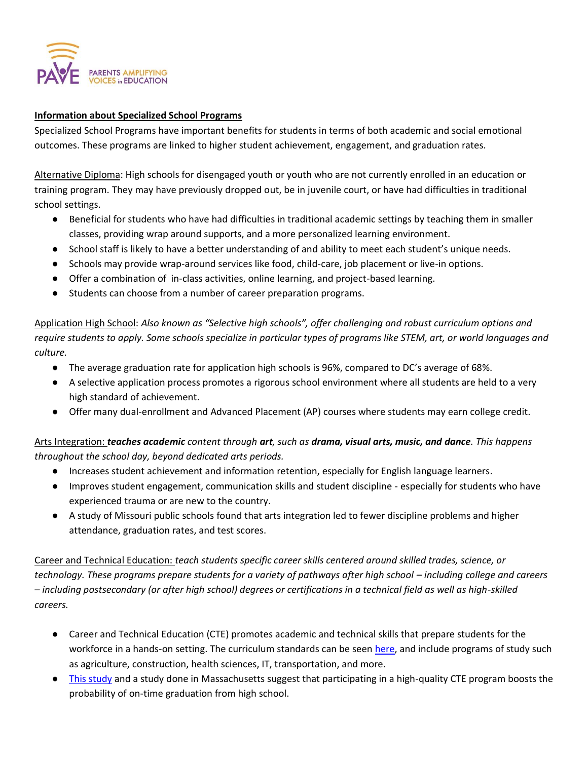PAVE PARENTS AMPLIFYING VOICES in EDUCATION

**Information about Specialized School Programs**

Specialized School Programs have important benefits for students in terms of both academic and social emotional outcomes. These programs are linked to higher student achievement, engagement, and graduation rates.

Alternative Diploma: High schools for disengaged youth or youth who are not currently enrolled in an education or training program. They may have previously dropped out, be in juvenile court, or have had difficulties in traditional school settings.

- Beneficial for students who have had difficulties in traditional academic settings by teaching them in smaller classes, providing wrap around supports, and a more personalized learning environment.
- School staff is likely to have a better understanding of and ability to meet each student's unique needs.
- Schools may provide wrap-around services like food, child-care, job placement or live-in options.
- Offer a combination of in-class activities, online learning, and project-based learning.
- Students can choose from a number of career preparation programs.

Application High School: *Also known as "Selective high schools", offer challenging and robust curriculum options and require students to apply. Some schools specialize in particular types of programs like STEM, art, or world languages and culture.*

- The average graduation rate for application high schools is 96%, compared to DC's average of 68%.
- A selective application process promotes a rigorous school environment where all students are held to a very high standard of achievement.
- Offer many dual-enrollment and Advanced Placement (AP) courses where students may earn college credit.

Arts Integration: ***teaches academic*** *content through* ***art****, such as* ***drama, visual arts, music, and dance****. This happens throughout the school day, beyond dedicated arts periods.*

- Increases student achievement and information retention, especially for English language learners.
- Improves student engagement, communication skills and student discipline - especially for students who have experienced trauma or are new to the country.
- A study of Missouri public schools found that arts integration led to fewer discipline problems and higher attendance, graduation rates, and test scores.

Career and Technical Education: *teach students specific career skills centered around skilled trades, science, or technology. These programs prepare students for a variety of pathways after high school – including college and careers – including postsecondary (or after high school) degrees or certifications in a technical field as well as high-skilled careers.*

- Career and Technical Education (CTE) promotes academic and technical skills that prepare students for the workforce in a hands-on setting. The curriculum standards can be seen here, and include programs of study such as agriculture, construction, health sciences, IT, transportation, and more.
- This study and a study done in Massachusetts suggest that participating in a high-quality CTE program boosts the probability of on-time graduation from high school.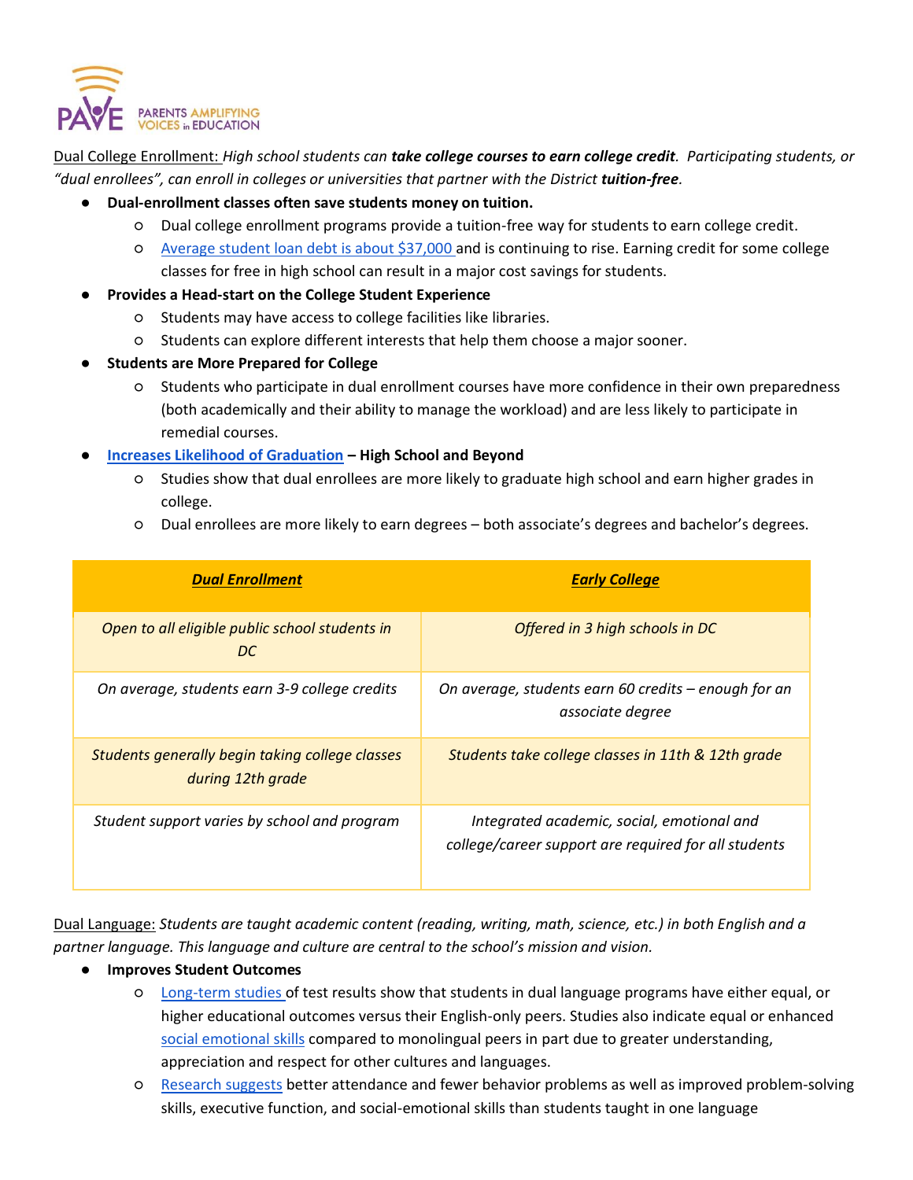Dual College Enrollment: *High school students can **take college courses to earn college credit**. Participating students, or "dual enrollees", can enroll in colleges or universities that partner with the District **tuition-free**.*

- **Dual-enrollment classes often save students money on tuition.**
  - Dual college enrollment programs provide a tuition-free way for students to earn college credit.
  - Average student loan debt is about $37,000 and is continuing to rise. Earning credit for some college classes for free in high school can result in a major cost savings for students.
- **Provides a Head-start on the College Student Experience**
  - Students may have access to college facilities like libraries.
  - Students can explore different interests that help them choose a major sooner.
- **Students are More Prepared for College**
  - Students who participate in dual enrollment courses have more confidence in their own preparedness (both academically and their ability to manage the workload) and are less likely to participate in remedial courses.
- **Increases Likelihood of Graduation – High School and Beyond**
  - Studies show that dual enrollees are more likely to graduate high school and earn higher grades in college.
  - Dual enrollees are more likely to earn degrees – both associate's degrees and bachelor's degrees.

| ***Dual Enrollment*** | ***Early College*** |
|---|---|
| *Open to all eligible public school students in DC* | *Offered in 3 high schools in DC* |
| *On average, students earn 3-9 college credits* | *On average, students earn 60 credits – enough for an associate degree* |
| *Students generally begin taking college classes during 12th grade* | *Students take college classes in 11th & 12th grade* |
| *Student support varies by school and program* | *Integrated academic, social, emotional and college/career support are required for all students* |

Dual Language: *Students are taught academic content (reading, writing, math, science, etc.) in both English and a partner language. This language and culture are central to the school's mission and vision.*

- **Improves Student Outcomes**
  - Long-term studies of test results show that students in dual language programs have either equal, or higher educational outcomes versus their English-only peers. Studies also indicate equal or enhanced social emotional skills compared to monolingual peers in part due to greater understanding, appreciation and respect for other cultures and languages.
  - Research suggests better attendance and fewer behavior problems as well as improved problem-solving skills, executive function, and social-emotional skills than students taught in one language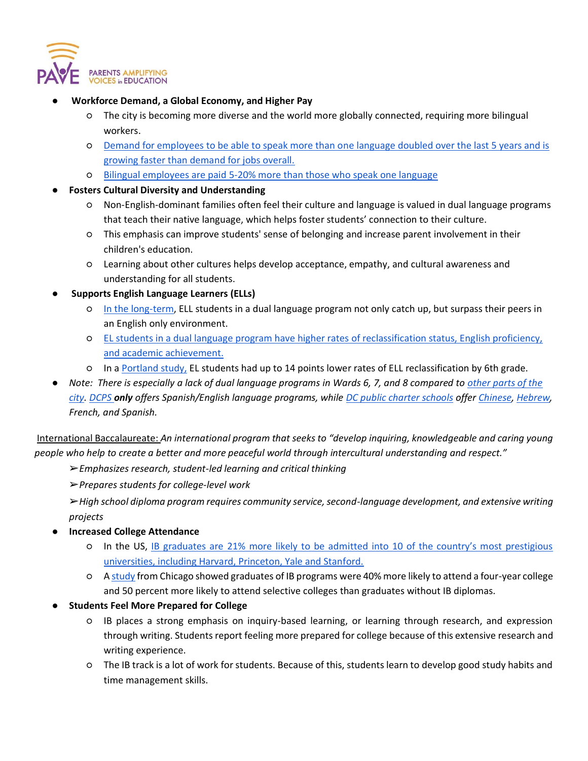- **Workforce Demand, a Global Economy, and Higher Pay**
  - The city is becoming more diverse and the world more globally connected, requiring more bilingual workers.
  - Demand for employees to be able to speak more than one language doubled over the last 5 years and is growing faster than demand for jobs overall.
  - Bilingual employees are paid 5-20% more than those who speak one language
- **Fosters Cultural Diversity and Understanding**
  - Non-English-dominant families often feel their culture and language is valued in dual language programs that teach their native language, which helps foster students' connection to their culture.
  - This emphasis can improve students' sense of belonging and increase parent involvement in their children's education.
  - Learning about other cultures helps develop acceptance, empathy, and cultural awareness and understanding for all students.
- **Supports English Language Learners (ELLs)**
  - In the long-term, ELL students in a dual language program not only catch up, but surpass their peers in an English only environment.
  - EL students in a dual language program have higher rates of reclassification status, English proficiency, and academic achievement.
  - In a Portland study, EL students had up to 14 points lower rates of ELL reclassification by 6th grade.
- *Note: There is especially a lack of dual language programs in Wards 6, 7, and 8 compared to other parts of the city. DCPS* ***only*** *offers Spanish/English language programs, while DC public charter schools offer Chinese, Hebrew, French, and Spanish.*

International Baccalaureate: *An international program that seeks to "develop inquiring, knowledgeable and caring young people who help to create a better and more peaceful world through intercultural understanding and respect."*

➢*Emphasizes research, student-led learning and critical thinking*

➢*Prepares students for college-level work*

➢*High school diploma program requires community service, second-language development, and extensive writing projects*

- **Increased College Attendance**
  - In the US, IB graduates are 21% more likely to be admitted into 10 of the country's most prestigious universities, including Harvard, Princeton, Yale and Stanford.
  - A study from Chicago showed graduates of IB programs were 40% more likely to attend a four-year college and 50 percent more likely to attend selective colleges than graduates without IB diplomas.
- **Students Feel More Prepared for College**
  - IB places a strong emphasis on inquiry-based learning, or learning through research, and expression through writing. Students report feeling more prepared for college because of this extensive research and writing experience.
  - The IB track is a lot of work for students. Because of this, students learn to develop good study habits and time management skills.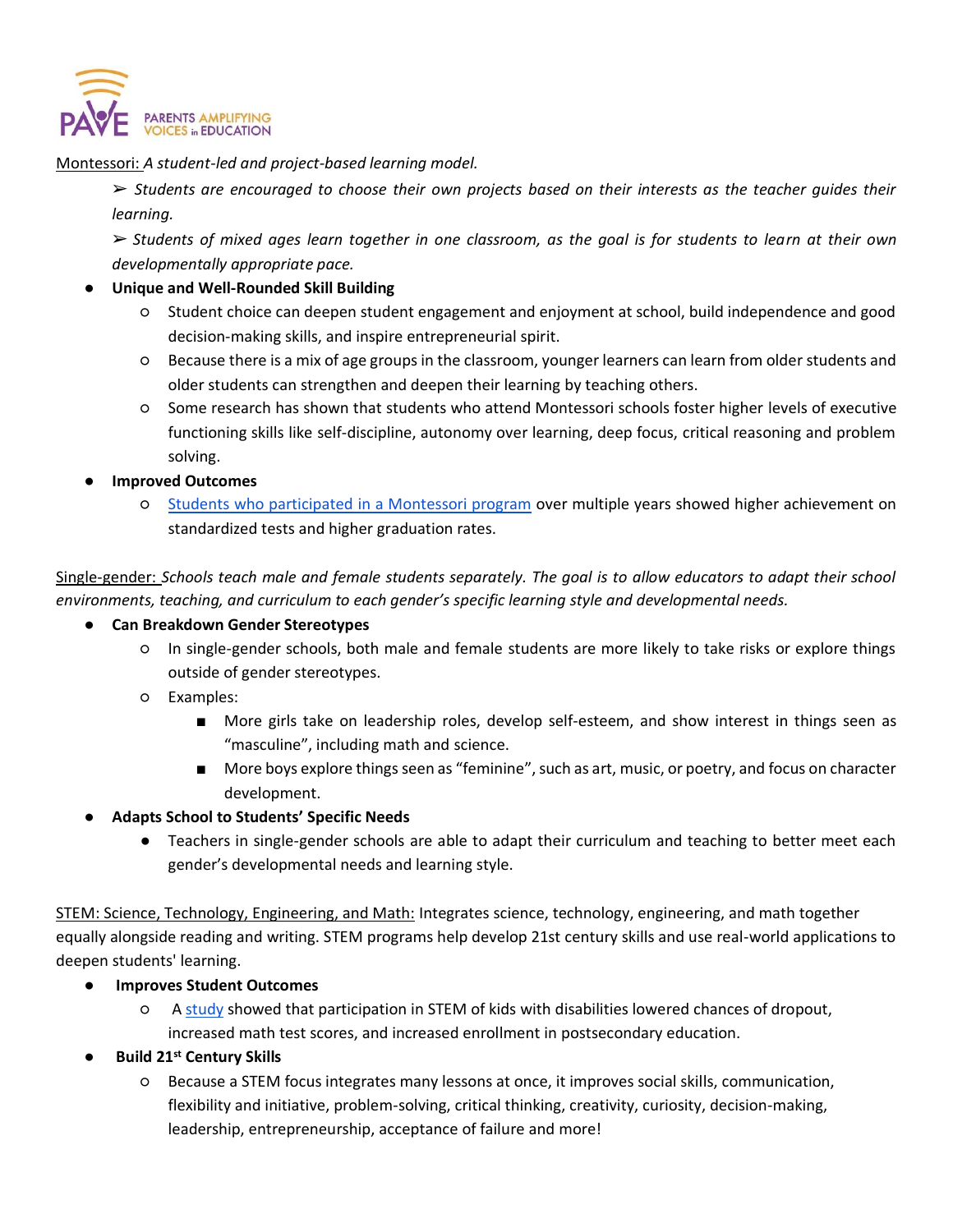<u>Montessori:</u> *A student-led and project-based learning model.*

> ➢ *Students are encouraged to choose their own projects based on their interests as the teacher guides their learning.*
>
> ➢ *Students of mixed ages learn together in one classroom, as the goal is for students to learn at their own developmentally appropriate pace.*

- **Unique and Well-Rounded Skill Building**
  - Student choice can deepen student engagement and enjoyment at school, build independence and good decision-making skills, and inspire entrepreneurial spirit.
  - Because there is a mix of age groups in the classroom, younger learners can learn from older students and older students can strengthen and deepen their learning by teaching others.
  - Some research has shown that students who attend Montessori schools foster higher levels of executive functioning skills like self-discipline, autonomy over learning, deep focus, critical reasoning and problem solving.
- **Improved Outcomes**
  - Students who participated in a Montessori program over multiple years showed higher achievement on standardized tests and higher graduation rates.

<u>Single-gender:</u> *Schools teach male and female students separately. The goal is to allow educators to adapt their school environments, teaching, and curriculum to each gender's specific learning style and developmental needs.*

- **Can Breakdown Gender Stereotypes**
  - In single-gender schools, both male and female students are more likely to take risks or explore things outside of gender stereotypes.
  - Examples:
    - More girls take on leadership roles, develop self-esteem, and show interest in things seen as "masculine", including math and science.
    - More boys explore things seen as "feminine", such as art, music, or poetry, and focus on character development.
- **Adapts School to Students' Specific Needs**
  - Teachers in single-gender schools are able to adapt their curriculum and teaching to better meet each gender's developmental needs and learning style.

<u>STEM: Science, Technology, Engineering, and Math:</u> Integrates science, technology, engineering, and math together equally alongside reading and writing. STEM programs help develop 21st century skills and use real-world applications to deepen students' learning.

- **Improves Student Outcomes**
  - A study showed that participation in STEM of kids with disabilities lowered chances of dropout, increased math test scores, and increased enrollment in postsecondary education.
- **Build 21st Century Skills**
  - Because a STEM focus integrates many lessons at once, it improves social skills, communication, flexibility and initiative, problem-solving, critical thinking, creativity, curiosity, decision-making, leadership, entrepreneurship, acceptance of failure and more!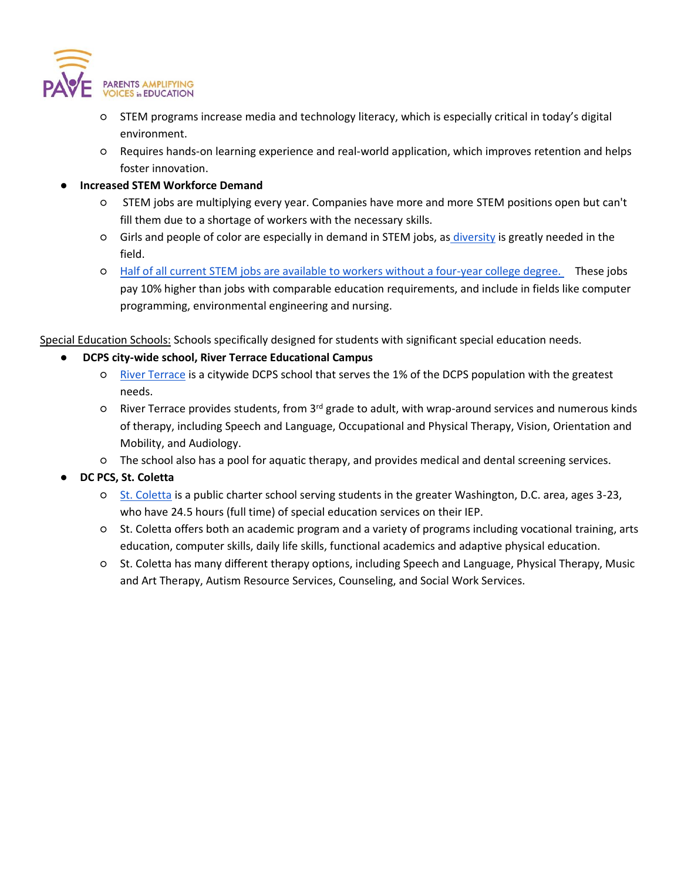- STEM programs increase media and technology literacy, which is especially critical in today's digital environment.
    - Requires hands-on learning experience and real-world application, which improves retention and helps foster innovation.
- **Increased STEM Workforce Demand**
    - STEM jobs are multiplying every year. Companies have more and more STEM positions open but can't fill them due to a shortage of workers with the necessary skills.
    - Girls and people of color are especially in demand in STEM jobs, as diversity is greatly needed in the field.
    - Half of all current STEM jobs are available to workers without a four-year college degree. These jobs pay 10% higher than jobs with comparable education requirements, and include in fields like computer programming, environmental engineering and nursing.

Special Education Schools: Schools specifically designed for students with significant special education needs.

- **DCPS city-wide school, River Terrace Educational Campus**
    - River Terrace is a citywide DCPS school that serves the 1% of the DCPS population with the greatest needs.
    - River Terrace provides students, from 3rd grade to adult, with wrap-around services and numerous kinds of therapy, including Speech and Language, Occupational and Physical Therapy, Vision, Orientation and Mobility, and Audiology.
    - The school also has a pool for aquatic therapy, and provides medical and dental screening services.
- **DC PCS, St. Coletta**
    - St. Coletta is a public charter school serving students in the greater Washington, D.C. area, ages 3-23, who have 24.5 hours (full time) of special education services on their IEP.
    - St. Coletta offers both an academic program and a variety of programs including vocational training, arts education, computer skills, daily life skills, functional academics and adaptive physical education.
    - St. Coletta has many different therapy options, including Speech and Language, Physical Therapy, Music and Art Therapy, Autism Resource Services, Counseling, and Social Work Services.